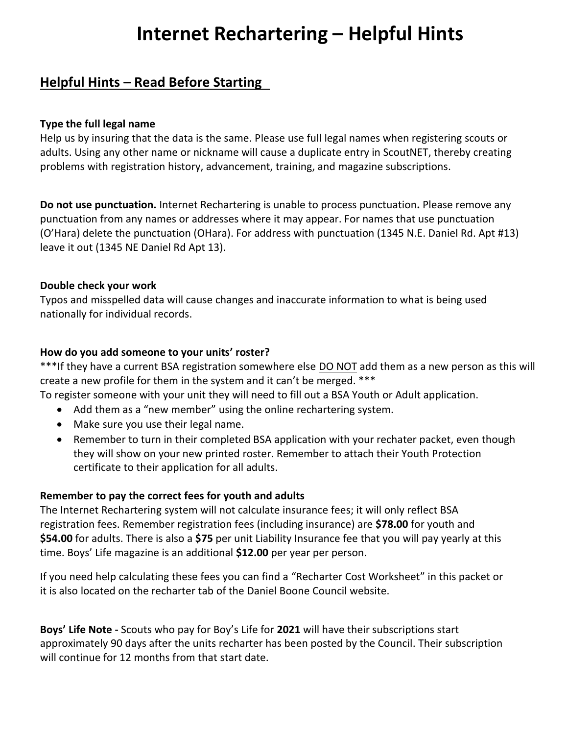# Internet Rechartering – Helpful Hints

## Helpful Hints – Read Before Starting

**Type the full legal name**
Help us by insuring that the data is the same. Please use full legal names when registering scouts or adults. Using any other name or nickname will cause a duplicate entry in ScoutNET, thereby creating problems with registration history, advancement, training, and magazine subscriptions.

**Do not use punctuation.** Internet Rechartering is unable to process punctuation**.** Please remove any punctuation from any names or addresses where it may appear. For names that use punctuation (O'Hara) delete the punctuation (OHara). For address with punctuation (1345 N.E. Daniel Rd. Apt #13) leave it out (1345 NE Daniel Rd Apt 13).

**Double check your work**
Typos and misspelled data will cause changes and inaccurate information to what is being used nationally for individual records.

**How do you add someone to your units' roster?**
***If they have a current BSA registration somewhere else DO NOT add them as a new person as this will create a new profile for them in the system and it can't be merged. ***
To register someone with your unit they will need to fill out a BSA Youth or Adult application.

- Add them as a "new member" using the online rechartering system.
- Make sure you use their legal name.
- Remember to turn in their completed BSA application with your rechater packet, even though they will show on your new printed roster. Remember to attach their Youth Protection certificate to their application for all adults.

**Remember to pay the correct fees for youth and adults**
The Internet Rechartering system will not calculate insurance fees; it will only reflect BSA registration fees. Remember registration fees (including insurance) are **$78.00** for youth and **$54.00** for adults. There is also a **$75** per unit Liability Insurance fee that you will pay yearly at this time. Boys' Life magazine is an additional **$12.00** per year per person.

If you need help calculating these fees you can find a "Recharter Cost Worksheet" in this packet or it is also located on the recharter tab of the Daniel Boone Council website.

**Boys' Life Note -** Scouts who pay for Boy's Life for **2021** will have their subscriptions start approximately 90 days after the units recharter has been posted by the Council. Their subscription will continue for 12 months from that start date.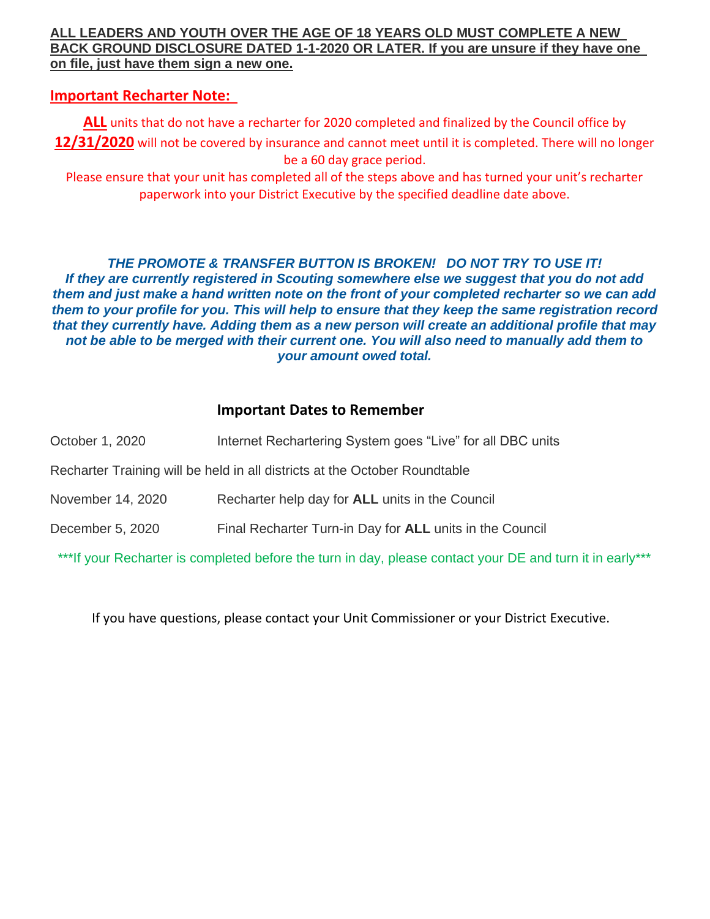**ALL LEADERS AND YOUTH OVER THE AGE OF 18 YEARS OLD MUST COMPLETE A NEW BACK GROUND DISCLOSURE DATED 1-1-2020 OR LATER. If you are unsure if they have one on file, just have them sign a new one.**

## Important Recharter Note:

**ALL** units that do not have a recharter for 2020 completed and finalized by the Council office by **12/31/2020** will not be covered by insurance and cannot meet until it is completed. There will no longer be a 60 day grace period.

Please ensure that your unit has completed all of the steps above and has turned your unit's recharter paperwork into your District Executive by the specified deadline date above.

***THE PROMOTE & TRANSFER BUTTON IS BROKEN! DO NOT TRY TO USE IT!***
***If they are currently registered in Scouting somewhere else we suggest that you do not add them and just make a hand written note on the front of your completed recharter so we can add them to your profile for you. This will help to ensure that they keep the same registration record that they currently have. Adding them as a new person will create an additional profile that may not be able to be merged with their current one. You will also need to manually add them to your amount owed total.***

## Important Dates to Remember

October 1, 2020 — Internet Rechartering System goes "Live" for all DBC units

Recharter Training will be held in all districts at the October Roundtable

November 14, 2020 — Recharter help day for **ALL** units in the Council

December 5, 2020 — Final Recharter Turn-in Day for **ALL** units in the Council

\*\*\*If your Recharter is completed before the turn in day, please contact your DE and turn it in early\*\*\*

If you have questions, please contact your Unit Commissioner or your District Executive.